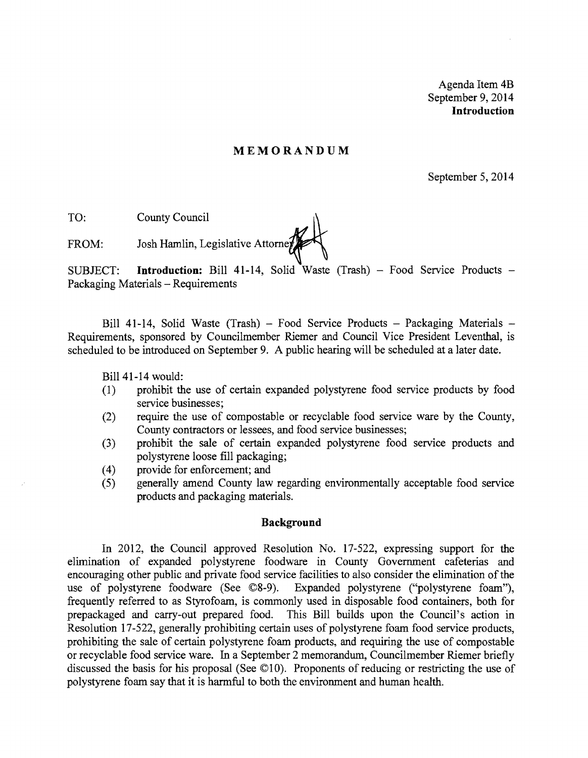Agenda Item 4B
September 9, 2014
**Introduction**

# MEMORANDUM

September 5, 2014

TO: County Council

FROM: Josh Hamlin, Legislative Attorney

SUBJECT: **Introduction:** Bill 41-14, Solid Waste (Trash) – Food Service Products – Packaging Materials – Requirements

Bill 41-14, Solid Waste (Trash) – Food Service Products – Packaging Materials – Requirements, sponsored by Councilmember Riemer and Council Vice President Leventhal, is scheduled to be introduced on September 9. A public hearing will be scheduled at a later date.

Bill 41-14 would:

(1) prohibit the use of certain expanded polystyrene food service products by food service businesses;
(2) require the use of compostable or recyclable food service ware by the County, County contractors or lessees, and food service businesses;
(3) prohibit the sale of certain expanded polystyrene food service products and polystyrene loose fill packaging;
(4) provide for enforcement; and
(5) generally amend County law regarding environmentally acceptable food service products and packaging materials.

## Background

In 2012, the Council approved Resolution No. 17-522, expressing support for the elimination of expanded polystyrene foodware in County Government cafeterias and encouraging other public and private food service facilities to also consider the elimination of the use of polystyrene foodware (See ©8-9). Expanded polystyrene ("polystyrene foam"), frequently referred to as Styrofoam, is commonly used in disposable food containers, both for prepackaged and carry-out prepared food. This Bill builds upon the Council's action in Resolution 17-522, generally prohibiting certain uses of polystyrene foam food service products, prohibiting the sale of certain polystyrene foam products, and requiring the use of compostable or recyclable food service ware. In a September 2 memorandum, Councilmember Riemer briefly discussed the basis for his proposal (See ©10). Proponents of reducing or restricting the use of polystyrene foam say that it is harmful to both the environment and human health.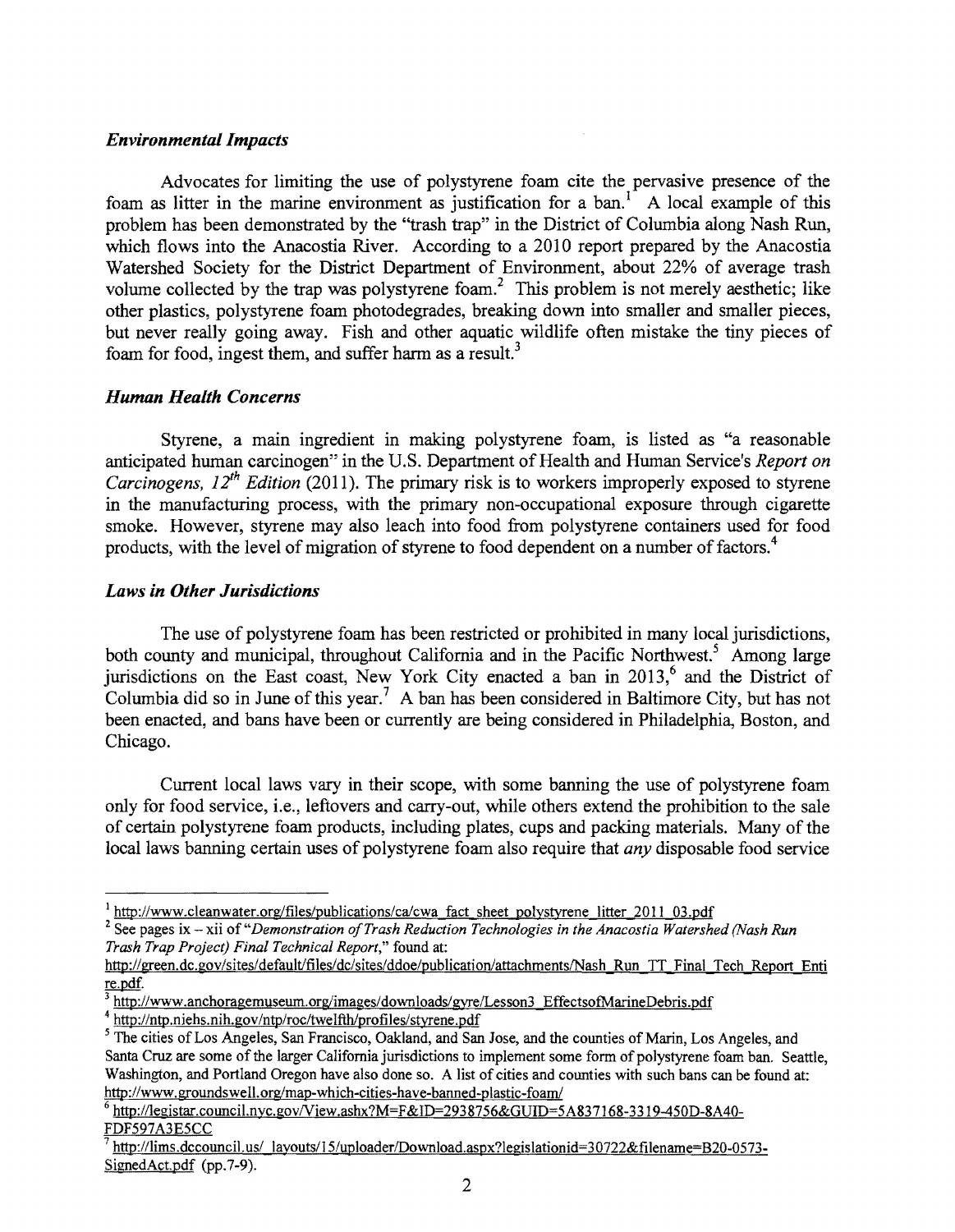### *Environmental Impacts*

Advocates for limiting the use of polystyrene foam cite the pervasive presence of the foam as litter in the marine environment as justification for a ban.[1] A local example of this problem has been demonstrated by the "trash trap" in the District of Columbia along Nash Run, which flows into the Anacostia River. According to a 2010 report prepared by the Anacostia Watershed Society for the District Department of Environment, about 22% of average trash volume collected by the trap was polystyrene foam.[2] This problem is not merely aesthetic; like other plastics, polystyrene foam photodegrades, breaking down into smaller and smaller pieces, but never really going away. Fish and other aquatic wildlife often mistake the tiny pieces of foam for food, ingest them, and suffer harm as a result.[3]

### *Human Health Concerns*

Styrene, a main ingredient in making polystyrene foam, is listed as "a reasonable anticipated human carcinogen" in the U.S. Department of Health and Human Service's *Report on Carcinogens, 12th Edition* (2011). The primary risk is to workers improperly exposed to styrene in the manufacturing process, with the primary non-occupational exposure through cigarette smoke. However, styrene may also leach into food from polystyrene containers used for food products, with the level of migration of styrene to food dependent on a number of factors.[4]

### *Laws in Other Jurisdictions*

The use of polystyrene foam has been restricted or prohibited in many local jurisdictions, both county and municipal, throughout California and in the Pacific Northwest.[5] Among large jurisdictions on the East coast, New York City enacted a ban in 2013,[6] and the District of Columbia did so in June of this year.[7] A ban has been considered in Baltimore City, but has not been enacted, and bans have been or currently are being considered in Philadelphia, Boston, and Chicago.

Current local laws vary in their scope, with some banning the use of polystyrene foam only for food service, i.e., leftovers and carry-out, while others extend the prohibition to the sale of certain polystyrene foam products, including plates, cups and packing materials. Many of the local laws banning certain uses of polystyrene foam also require that *any* disposable food service

---

[1] http://www.cleanwater.org/files/publications/ca/cwa_fact_sheet_polystyrene_litter_2011_03.pdf

[2] See pages ix – xii of "*Demonstration of Trash Reduction Technologies in the Anacostia Watershed (Nash Run Trash Trap Project) Final Technical Report*," found at: http://green.dc.gov/sites/default/files/dc/sites/ddoe/publication/attachments/Nash_Run_TT_Final_Tech_Report_Entire.pdf.

[3] http://www.anchoragemuseum.org/images/downloads/gyre/Lesson3_EffectsofMarineDebris.pdf

[4] http://ntp.niehs.nih.gov/ntp/roc/twelfth/profiles/styrene.pdf

[5] The cities of Los Angeles, San Francisco, Oakland, and San Jose, and the counties of Marin, Los Angeles, and Santa Cruz are some of the larger California jurisdictions to implement some form of polystyrene foam ban. Seattle, Washington, and Portland Oregon have also done so. A list of cities and counties with such bans can be found at: http://www.groundswell.org/map-which-cities-have-banned-plastic-foam/

[6] http://legistar.council.nyc.gov/View.ashx?M=F&ID=2938756&GUID=5A837168-3319-450D-8A40-FDF597A3E5CC

[7] http://lims.dccouncil.us/_layouts/15/uploader/Download.aspx?legislationid=30722&filename=B20-0573-SignedAct.pdf (pp.7-9).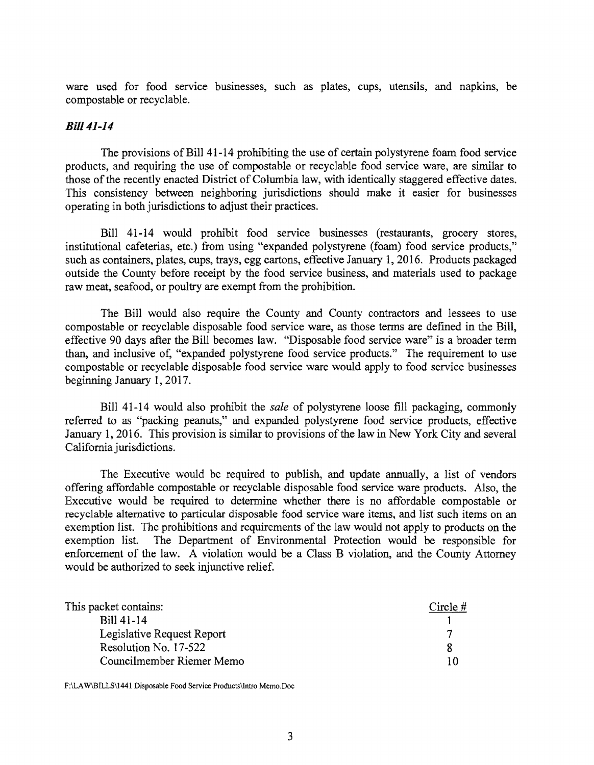ware used for food service businesses, such as plates, cups, utensils, and napkins, be compostable or recyclable.

### *Bill 41-14*

The provisions of Bill 41-14 prohibiting the use of certain polystyrene foam food service products, and requiring the use of compostable or recyclable food service ware, are similar to those of the recently enacted District of Columbia law, with identically staggered effective dates. This consistency between neighboring jurisdictions should make it easier for businesses operating in both jurisdictions to adjust their practices.

Bill 41-14 would prohibit food service businesses (restaurants, grocery stores, institutional cafeterias, etc.) from using "expanded polystyrene (foam) food service products," such as containers, plates, cups, trays, egg cartons, effective January 1, 2016. Products packaged outside the County before receipt by the food service business, and materials used to package raw meat, seafood, or poultry are exempt from the prohibition.

The Bill would also require the County and County contractors and lessees to use compostable or recyclable disposable food service ware, as those terms are defined in the Bill, effective 90 days after the Bill becomes law. "Disposable food service ware" is a broader term than, and inclusive of, "expanded polystyrene food service products." The requirement to use compostable or recyclable disposable food service ware would apply to food service businesses beginning January 1, 2017.

Bill 41-14 would also prohibit the *sale* of polystyrene loose fill packaging, commonly referred to as "packing peanuts," and expanded polystyrene food service products, effective January 1, 2016. This provision is similar to provisions of the law in New York City and several California jurisdictions.

The Executive would be required to publish, and update annually, a list of vendors offering affordable compostable or recyclable disposable food service ware products. Also, the Executive would be required to determine whether there is no affordable compostable or recyclable alternative to particular disposable food service ware items, and list such items on an exemption list. The prohibitions and requirements of the law would not apply to products on the exemption list. The Department of Environmental Protection would be responsible for enforcement of the law. A violation would be a Class B violation, and the County Attorney would be authorized to seek injunctive relief.

| This packet contains: | Circle # |
|---|---|
| Bill 41-14 | 1 |
| Legislative Request Report | 7 |
| Resolution No. 17-522 | 8 |
| Councilmember Riemer Memo | 10 |

F:\LAW\BILLS\1441 Disposable Food Service Products\Intro Memo.Doc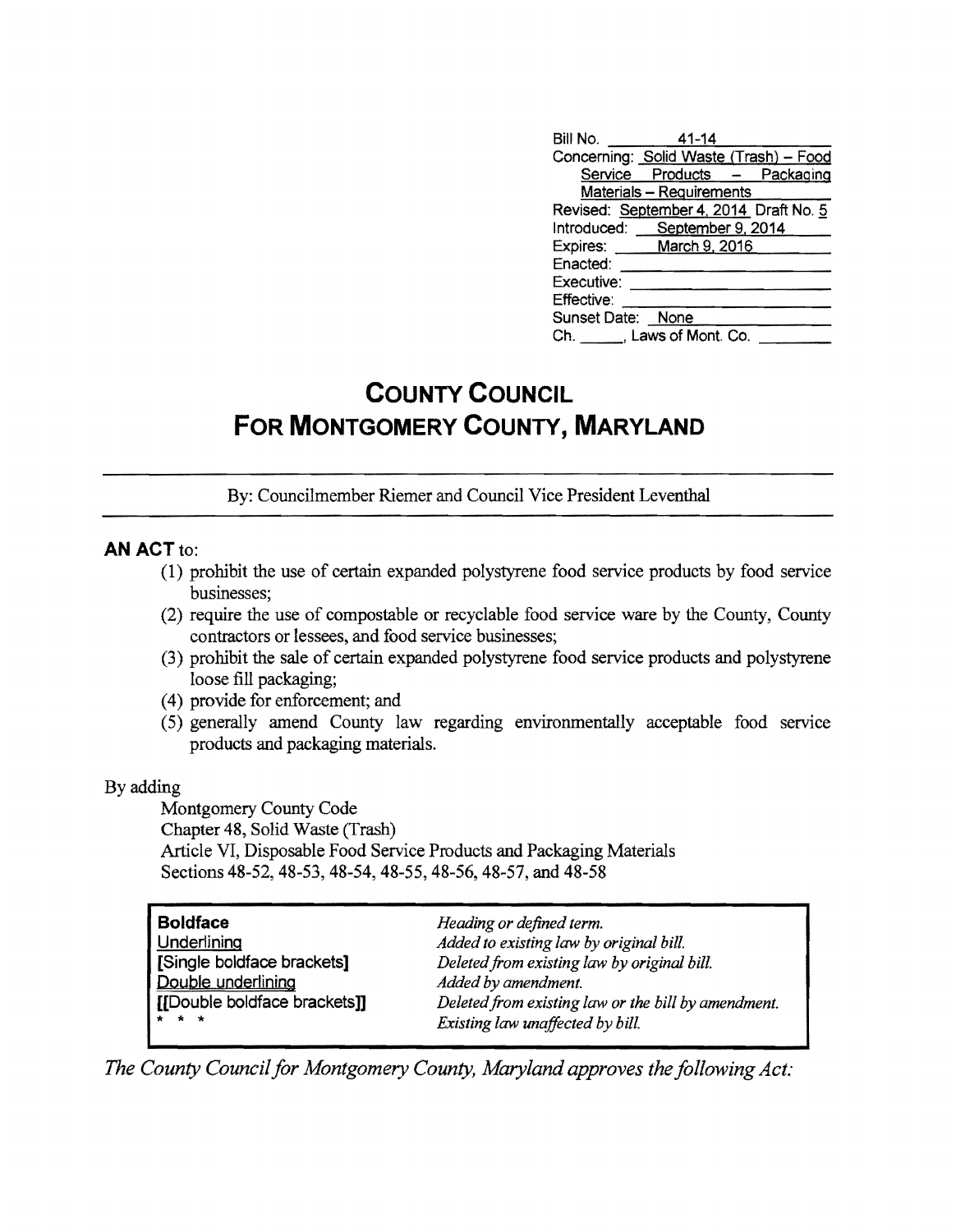| | |
|---|---|
| Bill No. | 41-14 |
| Concerning: | Solid Waste (Trash) – Food Service Products – Packaging Materials – Requirements |
| Revised: | September 4, 2014 Draft No. 5 |
| Introduced: | September 9, 2014 |
| Expires: | March 9, 2016 |
| Enacted: | |
| Executive: | |
| Effective: | |
| Sunset Date: | None |
| Ch. ____, Laws of Mont. Co. | |

# COUNTY COUNCIL FOR MONTGOMERY COUNTY, MARYLAND

By: Councilmember Riemer and Council Vice President Leventhal

**AN ACT** to:

(1) prohibit the use of certain expanded polystyrene food service products by food service businesses;
(2) require the use of compostable or recyclable food service ware by the County, County contractors or lessees, and food service businesses;
(3) prohibit the sale of certain expanded polystyrene food service products and polystyrene loose fill packaging;
(4) provide for enforcement; and
(5) generally amend County law regarding environmentally acceptable food service products and packaging materials.

By adding

Montgomery County Code
Chapter 48, Solid Waste (Trash)
Article VI, Disposable Food Service Products and Packaging Materials
Sections 48-52, 48-53, 48-54, 48-55, 48-56, 48-57, and 48-58

| | |
|---|---|
| **Boldface** | *Heading or defined term.* |
| Underlining | *Added to existing law by original bill.* |
| **[Single boldface brackets]** | *Deleted from existing law by original bill.* |
| Double underlining | *Added by amendment.* |
| **[[Double boldface brackets]]** | *Deleted from existing law or the bill by amendment.* |
| * * * | *Existing law unaffected by bill.* |

*The County Council for Montgomery County, Maryland approves the following Act:*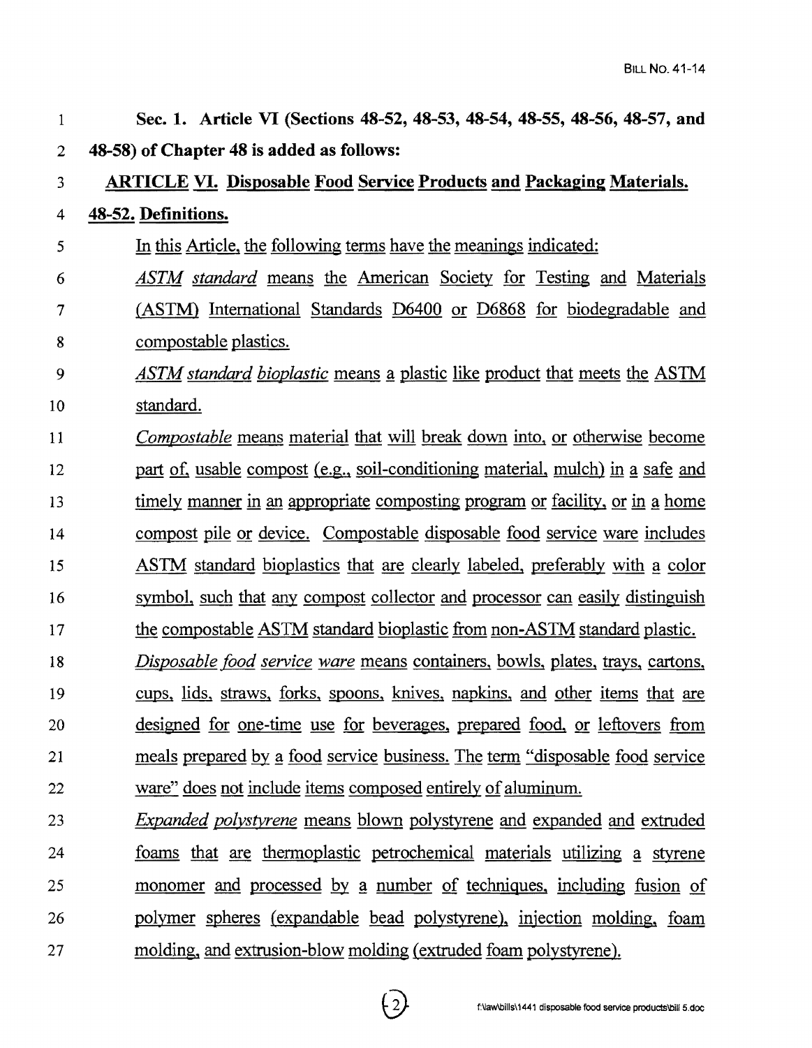**Sec. 1. Article VI (Sections 48-52, 48-53, 48-54, 48-55, 48-56, 48-57, and 48-58) of Chapter 48 is added as follows:**

**ARTICLE VI. Disposable Food Service Products and Packaging Materials.**

**48-52. Definitions.**

In this Article, the following terms have the meanings indicated:

*ASTM standard* means the American Society for Testing and Materials (ASTM) International Standards D6400 or D6868 for biodegradable and compostable plastics.

*ASTM standard bioplastic* means a plastic like product that meets the ASTM standard.

*Compostable* means material that will break down into, or otherwise become part of, usable compost (e.g., soil-conditioning material, mulch) in a safe and timely manner in an appropriate composting program or facility, or in a home compost pile or device. Compostable disposable food service ware includes ASTM standard bioplastics that are clearly labeled, preferably with a color symbol, such that any compost collector and processor can easily distinguish the compostable ASTM standard bioplastic from non-ASTM standard plastic.

*Disposable food service ware* means containers, bowls, plates, trays, cartons, cups, lids, straws, forks, spoons, knives, napkins, and other items that are designed for one-time use for beverages, prepared food, or leftovers from meals prepared by a food service business. The term "disposable food service ware" does not include items composed entirely of aluminum.

*Expanded polystyrene* means blown polystyrene and expanded and extruded foams that are thermoplastic petrochemical materials utilizing a styrene monomer and processed by a number of techniques, including fusion of polymer spheres (expandable bead polystyrene), injection molding, foam molding, and extrusion-blow molding (extruded foam polystyrene).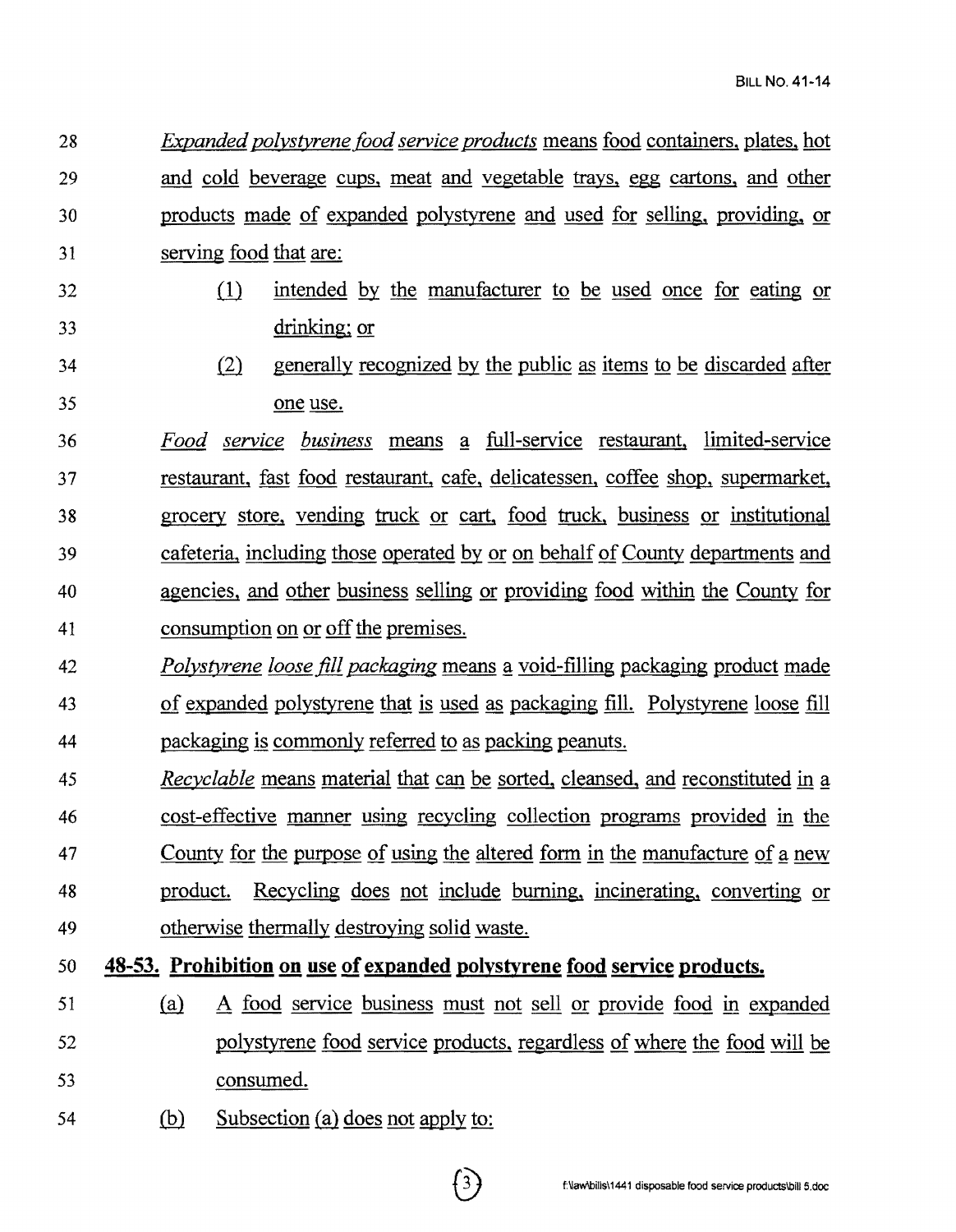*Expanded polystyrene food service products* means food containers, plates, hot and cold beverage cups, meat and vegetable trays, egg cartons, and other products made of expanded polystyrene and used for selling, providing, or serving food that are:

(1) intended by the manufacturer to be used once for eating or drinking; or

(2) generally recognized by the public as items to be discarded after one use.

*Food service business* means a full-service restaurant, limited-service restaurant, fast food restaurant, cafe, delicatessen, coffee shop, supermarket, grocery store, vending truck or cart, food truck, business or institutional cafeteria, including those operated by or on behalf of County departments and agencies, and other business selling or providing food within the County for consumption on or off the premises.

*Polystyrene loose fill packaging* means a void-filling packaging product made of expanded polystyrene that is used as packaging fill. Polystyrene loose fill packaging is commonly referred to as packing peanuts.

*Recyclable* means material that can be sorted, cleansed, and reconstituted in a cost-effective manner using recycling collection programs provided in the County for the purpose of using the altered form in the manufacture of a new product. Recycling does not include burning, incinerating, converting or otherwise thermally destroying solid waste.

**48-53. Prohibition on use of expanded polystyrene food service products.**

(a) A food service business must not sell or provide food in expanded polystyrene food service products, regardless of where the food will be consumed.

(b) Subsection (a) does not apply to: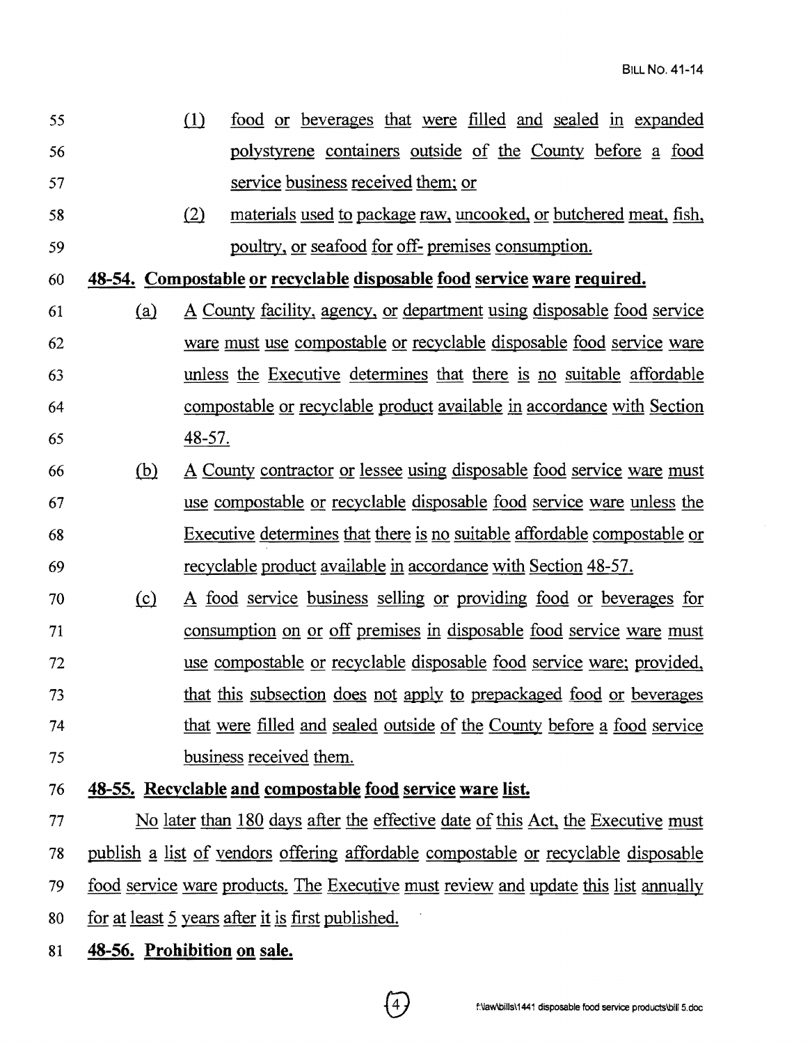55 (1) food or beverages that were filled and sealed in expanded
56 polystyrene containers outside of the County before a food
57 service business received them; or

58 (2) materials used to package raw, uncooked, or butchered meat, fish,
59 poultry, or seafood for off- premises consumption.

60 **48-54. Compostable or recyclable disposable food service ware required.**

61 (a) A County facility, agency, or department using disposable food service
62 ware must use compostable or recyclable disposable food service ware
63 unless the Executive determines that there is no suitable affordable
64 compostable or recyclable product available in accordance with Section
65 48-57.

66 (b) A County contractor or lessee using disposable food service ware must
67 use compostable or recyclable disposable food service ware unless the
68 Executive determines that there is no suitable affordable compostable or
69 recyclable product available in accordance with Section 48-57.

70 (c) A food service business selling or providing food or beverages for
71 consumption on or off premises in disposable food service ware must
72 use compostable or recyclable disposable food service ware; provided,
73 that this subsection does not apply to prepackaged food or beverages
74 that were filled and sealed outside of the County before a food service
75 business received them.

76 **48-55. Recyclable and compostable food service ware list.**

77 No later than 180 days after the effective date of this Act, the Executive must
78 publish a list of vendors offering affordable compostable or recyclable disposable
79 food service ware products. The Executive must review and update this list annually
80 for at least 5 years after it is first published.

81 **48-56. Prohibition on sale.**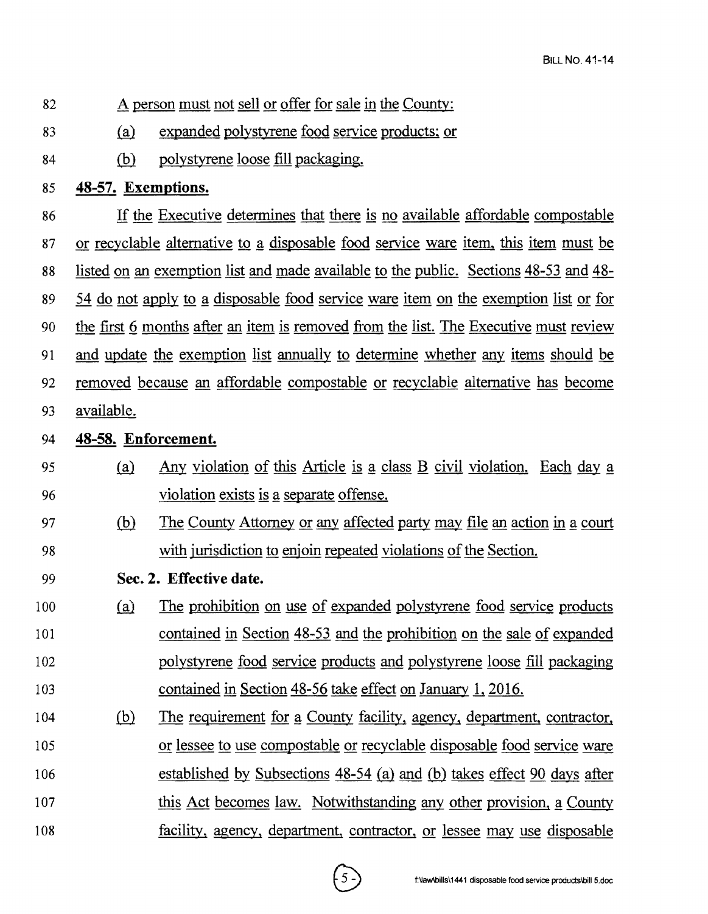A person must not sell or offer for sale in the County:

(a) expanded polystyrene food service products; or

(b) polystyrene loose fill packaging.

**48-57. Exemptions.**

If the Executive determines that there is no available affordable compostable or recyclable alternative to a disposable food service ware item, this item must be listed on an exemption list and made available to the public. Sections 48-53 and 48-54 do not apply to a disposable food service ware item on the exemption list or for the first 6 months after an item is removed from the list. The Executive must review and update the exemption list annually to determine whether any items should be removed because an affordable compostable or recyclable alternative has become available.

**48-58. Enforcement.**

(a) Any violation of this Article is a class B civil violation. Each day a violation exists is a separate offense.

(b) The County Attorney or any affected party may file an action in a court with jurisdiction to enjoin repeated violations of the Section.

**Sec. 2. Effective date.**

(a) The prohibition on use of expanded polystyrene food service products contained in Section 48-53 and the prohibition on the sale of expanded polystyrene food service products and polystyrene loose fill packaging contained in Section 48-56 take effect on January 1, 2016.

(b) The requirement for a County facility, agency, department, contractor, or lessee to use compostable or recyclable disposable food service ware established by Subsections 48-54 (a) and (b) takes effect 90 days after this Act becomes law. Notwithstanding any other provision, a County facility, agency, department, contractor, or lessee may use disposable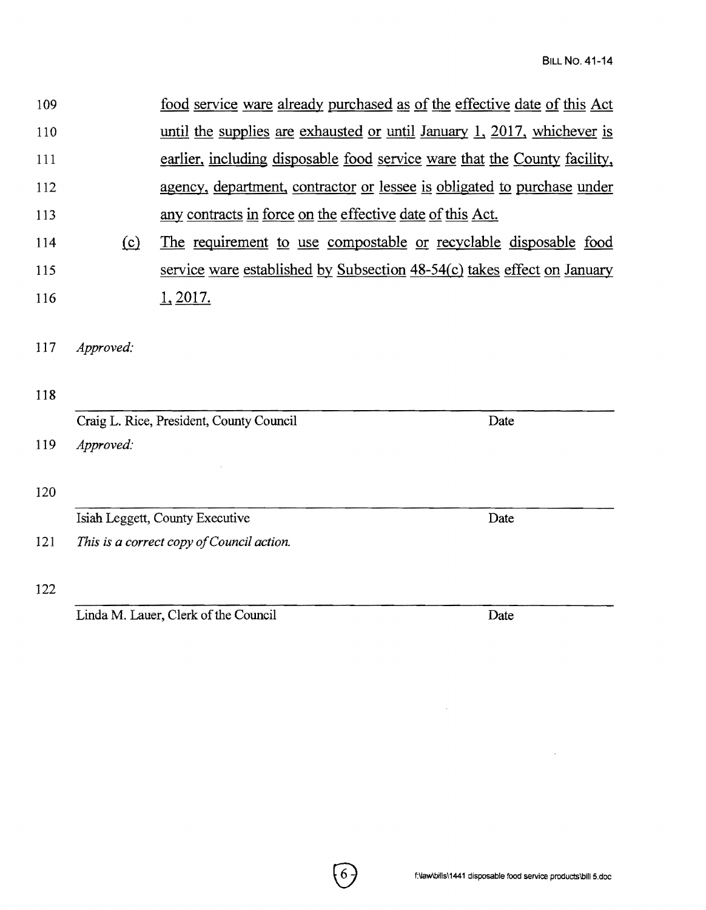food service ware already purchased as of the effective date of this Act until the supplies are exhausted or until January 1, 2017, whichever is earlier, including disposable food service ware that the County facility, agency, department, contractor or lessee is obligated to purchase under any contracts in force on the effective date of this Act.

(c) The requirement to use compostable or recyclable disposable food service ware established by Subsection 48-54(c) takes effect on January 1, 2017.

*Approved:*

Craig L. Rice, President, County Council — Date

*Approved:*

Isiah Leggett, County Executive — Date

*This is a correct copy of Council action.*

Linda M. Lauer, Clerk of the Council — Date

f:\law\bills\1441 disposable food service products\bill 5.doc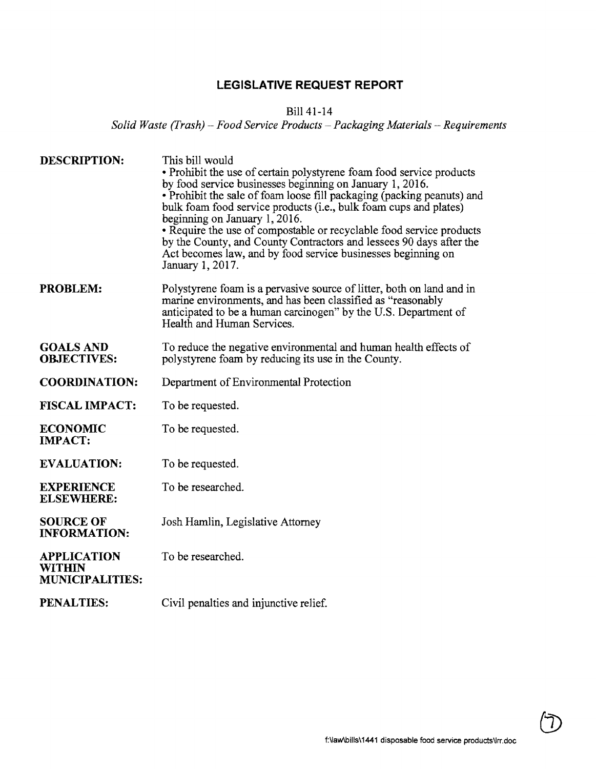# LEGISLATIVE REQUEST REPORT

Bill 41-14

*Solid Waste (Trash) – Food Service Products – Packaging Materials – Requirements*

**DESCRIPTION:** This bill would

- Prohibit the use of certain polystyrene foam food service products by food service businesses beginning on January 1, 2016.
- Prohibit the sale of foam loose fill packaging (packing peanuts) and bulk foam food service products (i.e., bulk foam cups and plates) beginning on January 1, 2016.
- Require the use of compostable or recyclable food service products by the County, and County Contractors and lessees 90 days after the Act becomes law, and by food service businesses beginning on January 1, 2017.

**PROBLEM:** Polystyrene foam is a pervasive source of litter, both on land and in marine environments, and has been classified as "reasonably anticipated to be a human carcinogen" by the U.S. Department of Health and Human Services.

**GOALS AND OBJECTIVES:** To reduce the negative environmental and human health effects of polystyrene foam by reducing its use in the County.

**COORDINATION:** Department of Environmental Protection

**FISCAL IMPACT:** To be requested.

**ECONOMIC IMPACT:** To be requested.

**EVALUATION:** To be requested.

**EXPERIENCE ELSEWHERE:** To be researched.

**SOURCE OF INFORMATION:** Josh Hamlin, Legislative Attorney

**APPLICATION WITHIN MUNICIPALITIES:** To be researched.

**PENALTIES:** Civil penalties and injunctive relief.

f:\law\bills\1441 disposable food service products\lrr.doc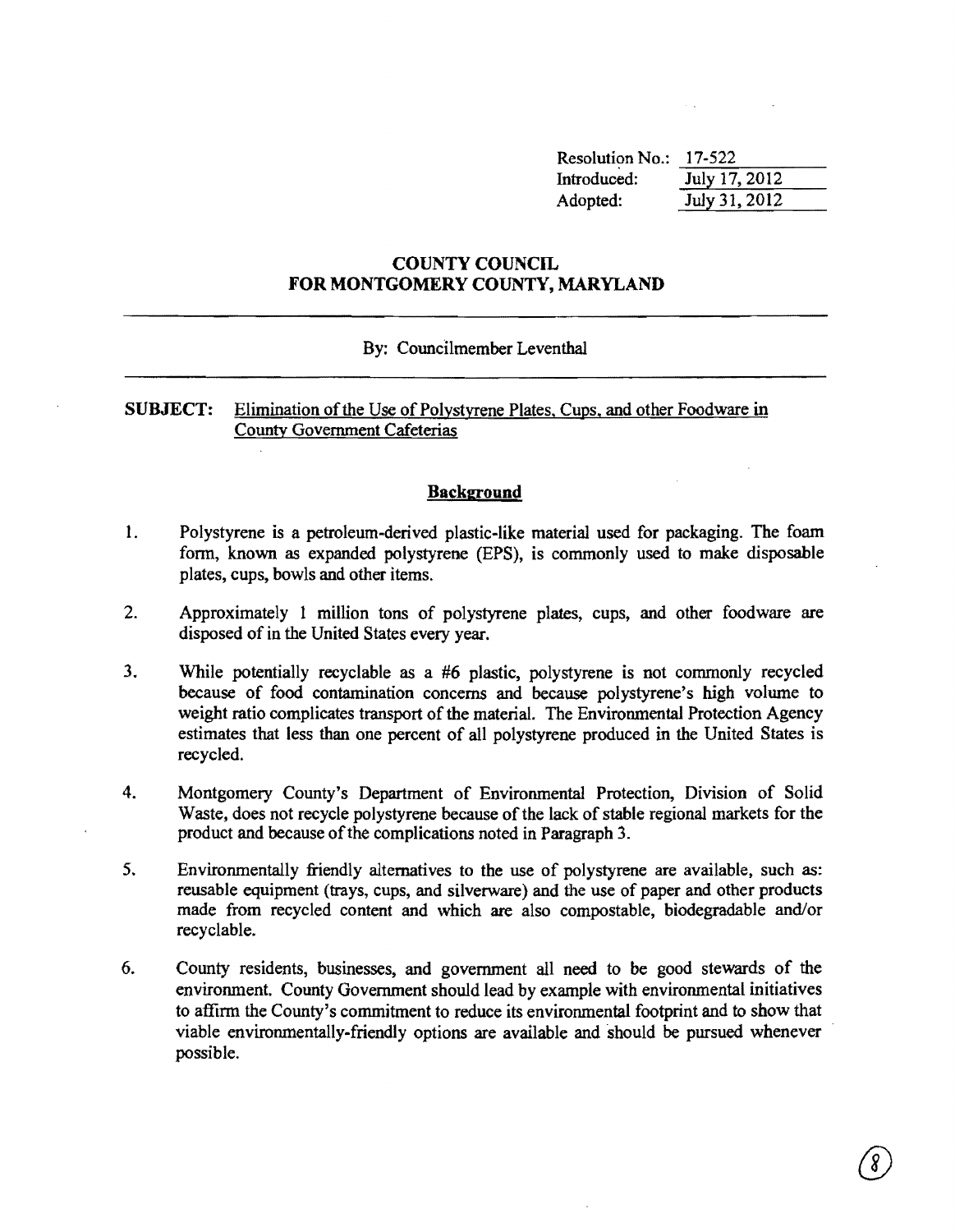Resolution No.: 17-522
Introduced: July 17, 2012
Adopted: July 31, 2012

# COUNTY COUNCIL FOR MONTGOMERY COUNTY, MARYLAND

By: Councilmember Leventhal

**SUBJECT:** Elimination of the Use of Polystyrene Plates, Cups, and other Foodware in County Government Cafeterias

## Background

1. Polystyrene is a petroleum-derived plastic-like material used for packaging. The foam form, known as expanded polystyrene (EPS), is commonly used to make disposable plates, cups, bowls and other items.

2. Approximately 1 million tons of polystyrene plates, cups, and other foodware are disposed of in the United States every year.

3. While potentially recyclable as a #6 plastic, polystyrene is not commonly recycled because of food contamination concerns and because polystyrene's high volume to weight ratio complicates transport of the material. The Environmental Protection Agency estimates that less than one percent of all polystyrene produced in the United States is recycled.

4. Montgomery County's Department of Environmental Protection, Division of Solid Waste, does not recycle polystyrene because of the lack of stable regional markets for the product and because of the complications noted in Paragraph 3.

5. Environmentally friendly alternatives to the use of polystyrene are available, such as: reusable equipment (trays, cups, and silverware) and the use of paper and other products made from recycled content and which are also compostable, biodegradable and/or recyclable.

6. County residents, businesses, and government all need to be good stewards of the environment. County Government should lead by example with environmental initiatives to affirm the County's commitment to reduce its environmental footprint and to show that viable environmentally-friendly options are available and should be pursued whenever possible.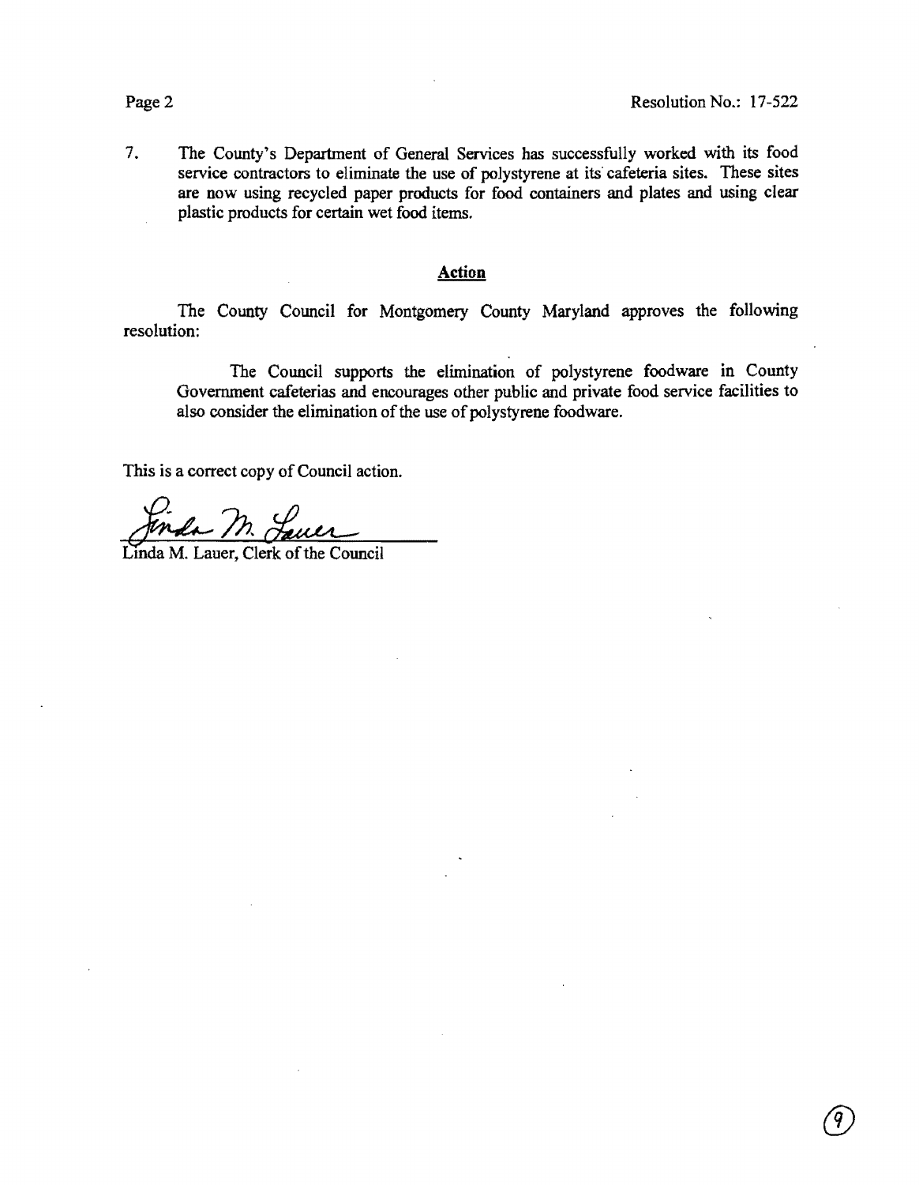7. The County's Department of General Services has successfully worked with its food service contractors to eliminate the use of polystyrene at its cafeteria sites. These sites are now using recycled paper products for food containers and plates and using clear plastic products for certain wet food items.

## Action

The County Council for Montgomery County Maryland approves the following resolution:

> The Council supports the elimination of polystyrene foodware in County Government cafeterias and encourages other public and private food service facilities to also consider the elimination of the use of polystyrene foodware.

This is a correct copy of Council action.

Linda M. Lauer, Clerk of the Council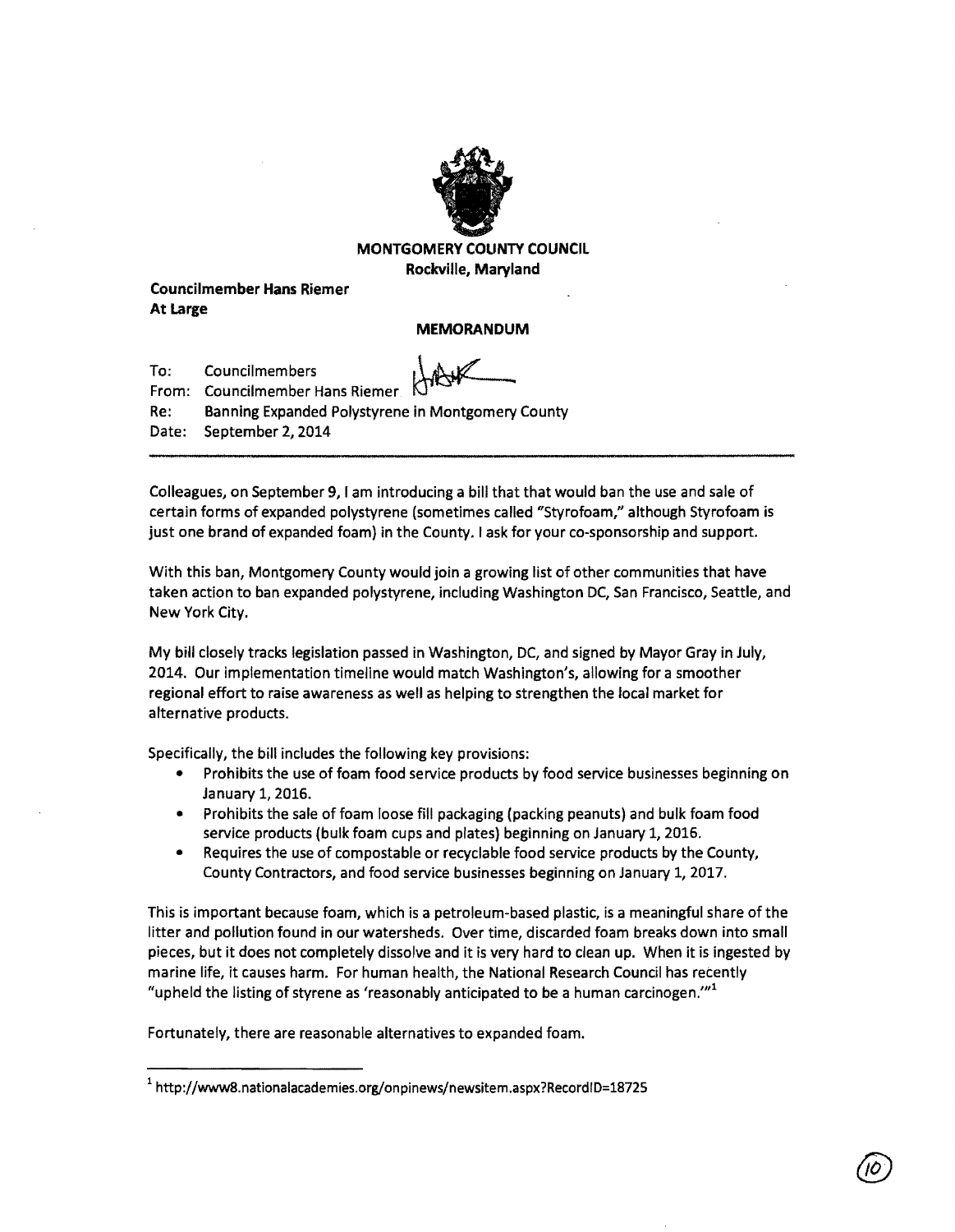**MONTGOMERY COUNTY COUNCIL**
**Rockville, Maryland**

**Councilmember Hans Riemer**
**At Large**

## MEMORANDUM

To: Councilmembers
From: Councilmember Hans Riemer
Re: Banning Expanded Polystyrene in Montgomery County
Date: September 2, 2014

---

Colleagues, on September 9, I am introducing a bill that that would ban the use and sale of certain forms of expanded polystyrene (sometimes called "Styrofoam," although Styrofoam is just one brand of expanded foam) in the County. I ask for your co-sponsorship and support.

With this ban, Montgomery County would join a growing list of other communities that have taken action to ban expanded polystyrene, including Washington DC, San Francisco, Seattle, and New York City.

My bill closely tracks legislation passed in Washington, DC, and signed by Mayor Gray in July, 2014. Our implementation timeline would match Washington's, allowing for a smoother regional effort to raise awareness as well as helping to strengthen the local market for alternative products.

Specifically, the bill includes the following key provisions:

- Prohibits the use of foam food service products by food service businesses beginning on January 1, 2016.
- Prohibits the sale of foam loose fill packaging (packing peanuts) and bulk foam food service products (bulk foam cups and plates) beginning on January 1, 2016.
- Requires the use of compostable or recyclable food service products by the County, County Contractors, and food service businesses beginning on January 1, 2017.

This is important because foam, which is a petroleum-based plastic, is a meaningful share of the litter and pollution found in our watersheds. Over time, discarded foam breaks down into small pieces, but it does not completely dissolve and it is very hard to clean up. When it is ingested by marine life, it causes harm. For human health, the National Research Council has recently "upheld the listing of styrene as 'reasonably anticipated to be a human carcinogen.'"[1]

Fortunately, there are reasonable alternatives to expanded foam.

---

[1] http://www8.nationalacademies.org/onpinews/newsitem.aspx?RecordID=18725